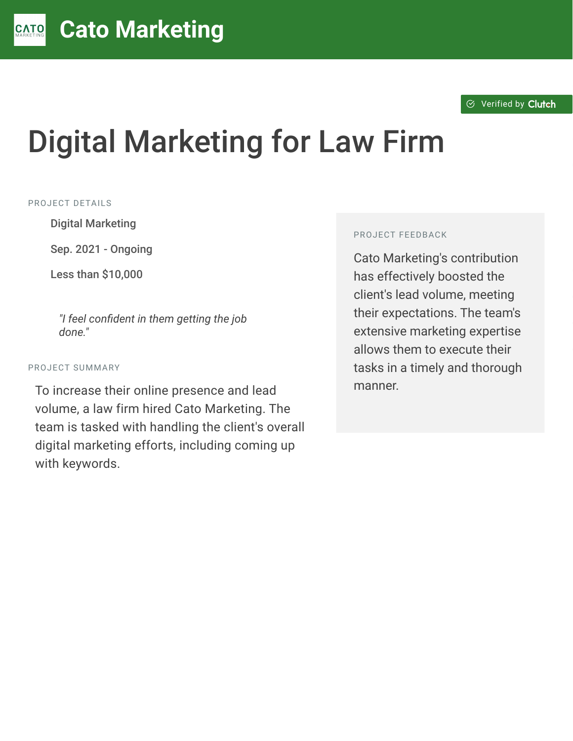# Cato Marketing

Verified by Clutch

# Digital Marketing for Law Firm

PROJECT DETAILS

- Digital Marketing
- Sep. 2021 - Ongoing
- Less than $10,000

*"I feel confident in them getting the job done."*

PROJECT SUMMARY

To increase their online presence and lead volume, a law firm hired Cato Marketing. The team is tasked with handling the client's overall digital marketing efforts, including coming up with keywords.

PROJECT FEEDBACK

Cato Marketing's contribution has effectively boosted the client's lead volume, meeting their expectations. The team's extensive marketing expertise allows them to execute their tasks in a timely and thorough manner.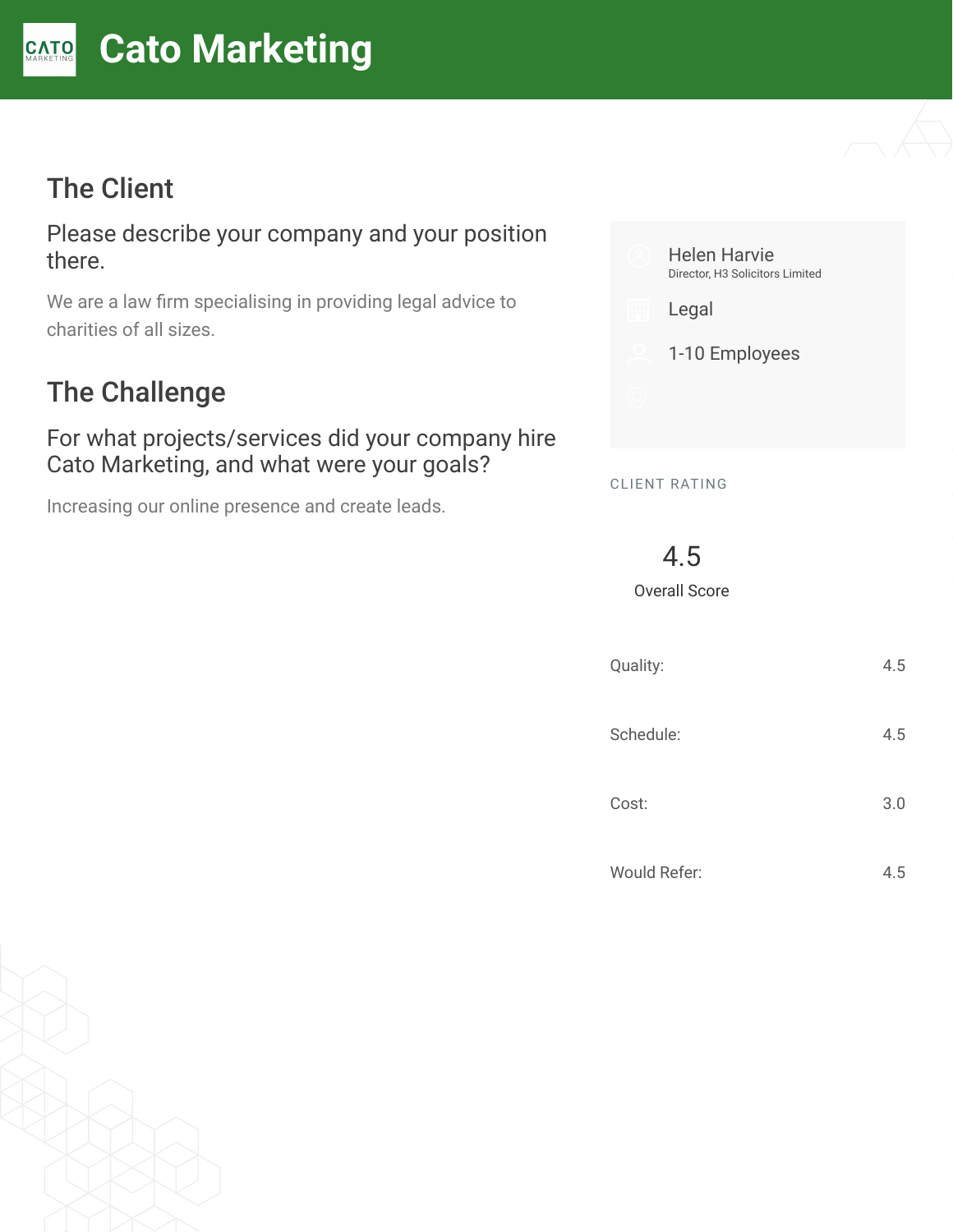# Cato Marketing

## The Client

### Please describe your company and your position there.

We are a law firm specialising in providing legal advice to charities of all sizes.

## The Challenge

### For what projects/services did your company hire Cato Marketing, and what were your goals?

Increasing our online presence and create leads.

Helen Harvie
Director, H3 Solicitors Limited

Legal

1-10 Employees

CLIENT RATING

4.5
Overall Score

| | |
|---|---|
| Quality: | 4.5 |
| Schedule: | 4.5 |
| Cost: | 3.0 |
| Would Refer: | 4.5 |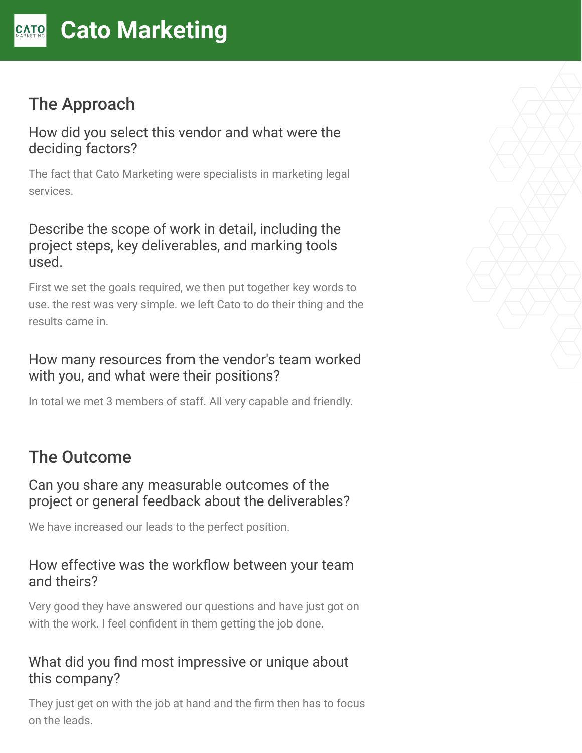# Cato Marketing

## The Approach

### How did you select this vendor and what were the deciding factors?

The fact that Cato Marketing were specialists in marketing legal services.

### Describe the scope of work in detail, including the project steps, key deliverables, and marking tools used.

First we set the goals required, we then put together key words to use. the rest was very simple. we left Cato to do their thing and the results came in.

### How many resources from the vendor's team worked with you, and what were their positions?

In total we met 3 members of staff. All very capable and friendly.

## The Outcome

### Can you share any measurable outcomes of the project or general feedback about the deliverables?

We have increased our leads to the perfect position.

### How effective was the workflow between your team and theirs?

Very good they have answered our questions and have just got on with the work. I feel confident in them getting the job done.

### What did you find most impressive or unique about this company?

They just get on with the job at hand and the firm then has to focus on the leads.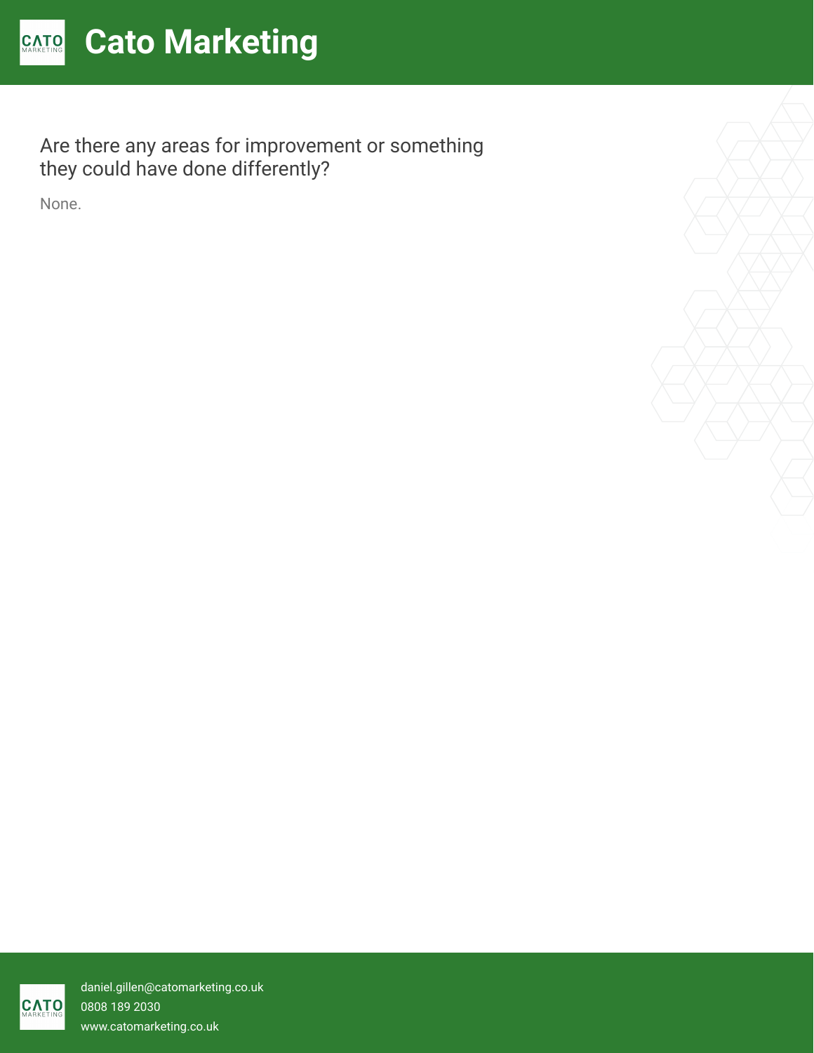Are there any areas for improvement or something they could have done differently?

None.